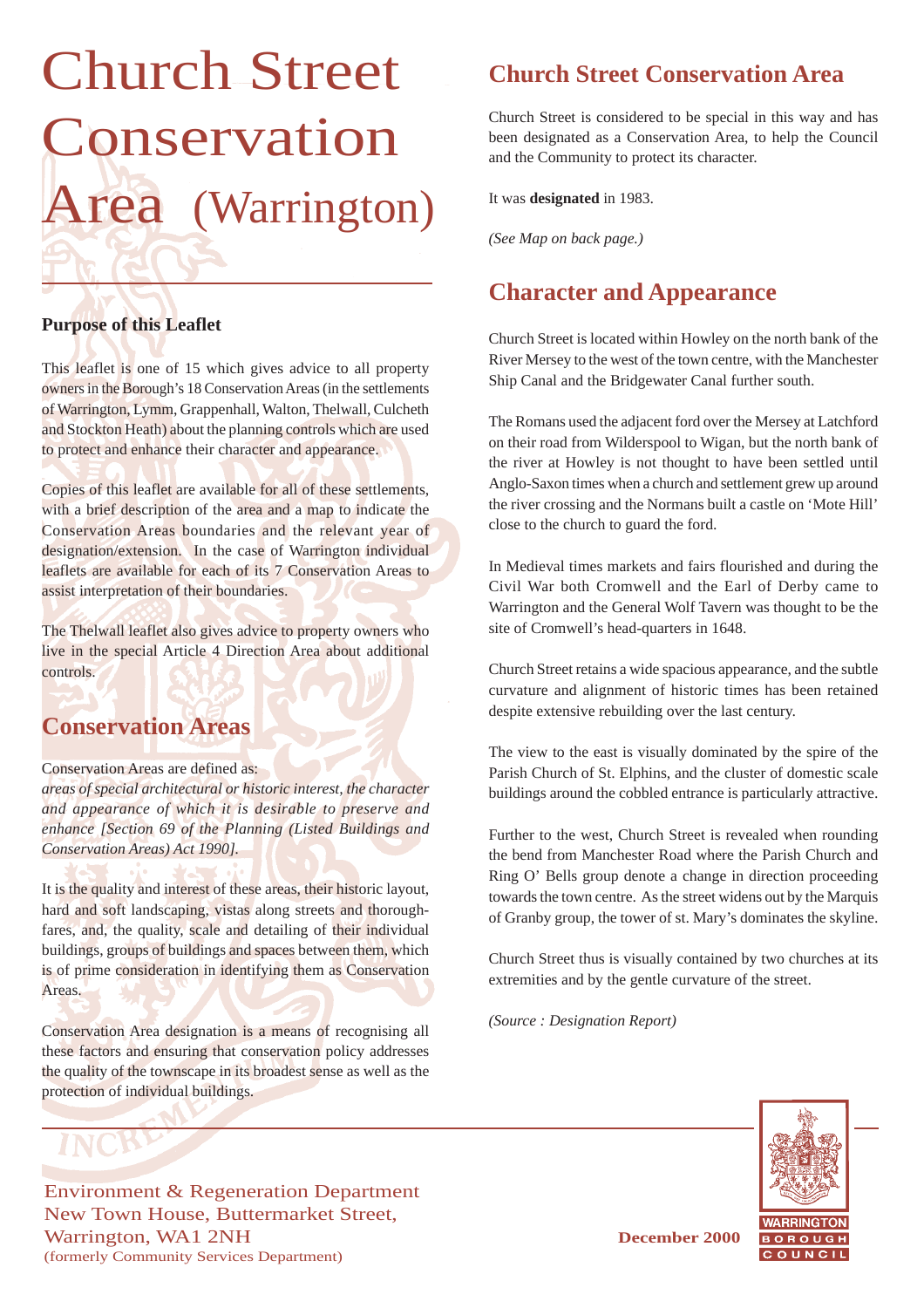# Church Street Conservation Area (Warrington)

### Purpose of this Leaflet

This leaflet is one of 15 which gives advice to all property owners in the Borough's 18 Conservation Areas (in the settlements of Warrington, Lymm, Grappenhall, Walton, Thelwall, Culcheth and Stockton Heath) about the planning controls which are used to protect and enhance their character and appearance.

Copies of this leaflet are available for all of these settlements, with a brief description of the area and a map to indicate the Conservation Areas boundaries and the relevant year of designation/extension. In the case of Warrington individual leaflets are available for each of its 7 Conservation Areas to assist interpretation of their boundaries.

The Thelwall leaflet also gives advice to property owners who live in the special Article 4 Direction Area about additional controls.

## Conservation Areas

Conservation Areas are defined as:
*areas of special architectural or historic interest, the character and appearance of which it is desirable to preserve and enhance [Section 69 of the Planning (Listed Buildings and Conservation Areas) Act 1990].*

It is the quality and interest of these areas, their historic layout, hard and soft landscaping, vistas along streets and thoroughfares, and, the quality, scale and detailing of their individual buildings, groups of buildings and spaces between them, which is of prime consideration in identifying them as Conservation Areas.

Conservation Area designation is a means of recognising all these factors and ensuring that conservation policy addresses the quality of the townscape in its broadest sense as well as the protection of individual buildings.

## Church Street Conservation Area

Church Street is considered to be special in this way and has been designated as a Conservation Area, to help the Council and the Community to protect its character.

It was **designated** in 1983.

*(See Map on back page.)*

## Character and Appearance

Church Street is located within Howley on the north bank of the River Mersey to the west of the town centre, with the Manchester Ship Canal and the Bridgewater Canal further south.

The Romans used the adjacent ford over the Mersey at Latchford on their road from Wilderspool to Wigan, but the north bank of the river at Howley is not thought to have been settled until Anglo-Saxon times when a church and settlement grew up around the river crossing and the Normans built a castle on 'Mote Hill' close to the church to guard the ford.

In Medieval times markets and fairs flourished and during the Civil War both Cromwell and the Earl of Derby came to Warrington and the General Wolf Tavern was thought to be the site of Cromwell's head-quarters in 1648.

Church Street retains a wide spacious appearance, and the subtle curvature and alignment of historic times has been retained despite extensive rebuilding over the last century.

The view to the east is visually dominated by the spire of the Parish Church of St. Elphins, and the cluster of domestic scale buildings around the cobbled entrance is particularly attractive.

Further to the west, Church Street is revealed when rounding the bend from Manchester Road where the Parish Church and Ring O' Bells group denote a change in direction proceeding towards the town centre. As the street widens out by the Marquis of Granby group, the tower of st. Mary's dominates the skyline.

Church Street thus is visually contained by two churches at its extremities and by the gentle curvature of the street.

*(Source : Designation Report)*

Environment & Regeneration Department
New Town House, Buttermarket Street,
Warrington, WA1 2NH
(formerly Community Services Department)

**December 2000**

WARRINGTON BOROUGH COUNCIL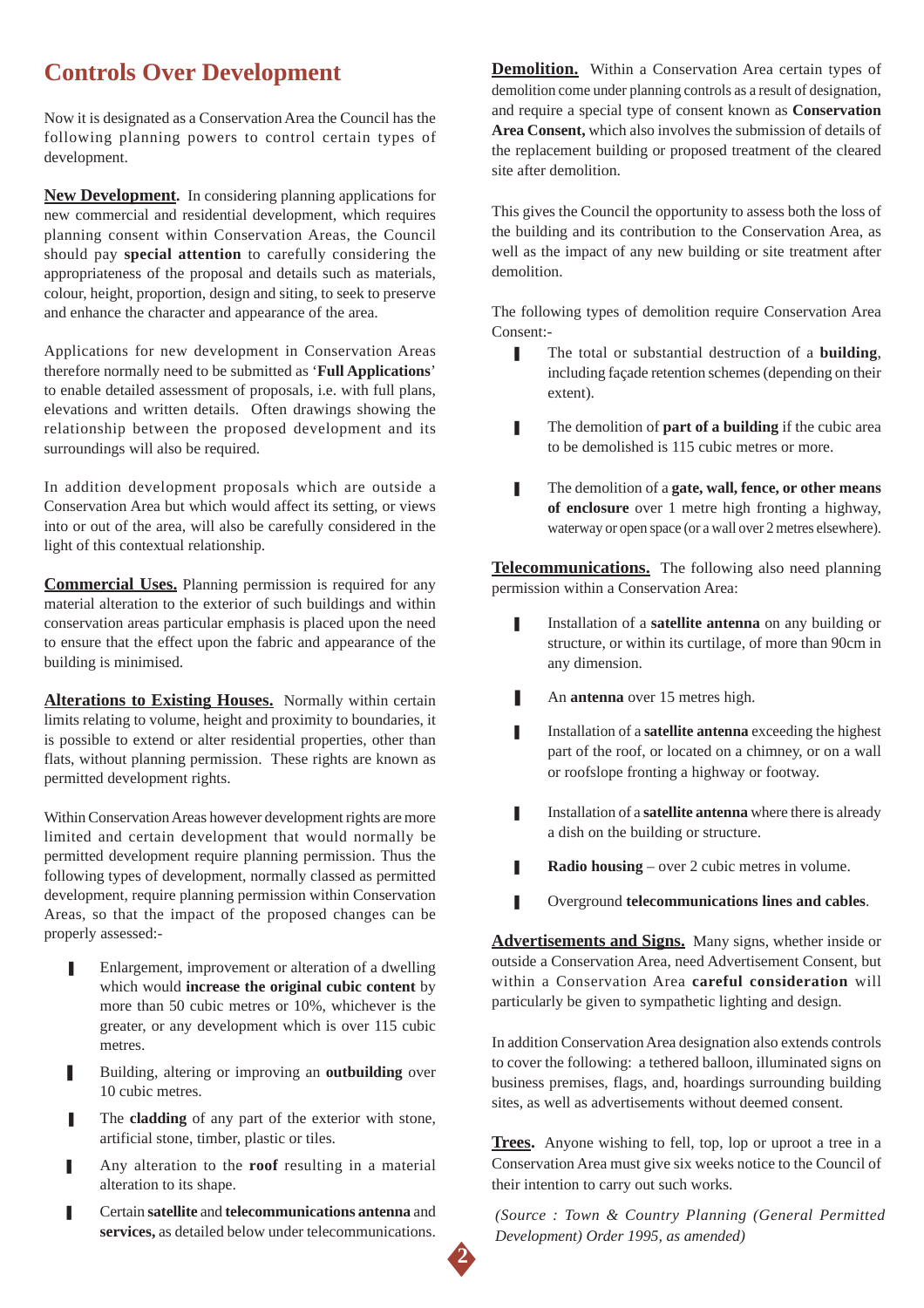# Controls Over Development

Now it is designated as a Conservation Area the Council has the following planning powers to control certain types of development.

**New Development.** In considering planning applications for new commercial and residential development, which requires planning consent within Conservation Areas, the Council should pay **special attention** to carefully considering the appropriateness of the proposal and details such as materials, colour, height, proportion, design and siting, to seek to preserve and enhance the character and appearance of the area.

Applications for new development in Conservation Areas therefore normally need to be submitted as '**Full Applications**' to enable detailed assessment of proposals, i.e. with full plans, elevations and written details. Often drawings showing the relationship between the proposed development and its surroundings will also be required.

In addition development proposals which are outside a Conservation Area but which would affect its setting, or views into or out of the area, will also be carefully considered in the light of this contextual relationship.

**Commercial Uses.** Planning permission is required for any material alteration to the exterior of such buildings and within conservation areas particular emphasis is placed upon the need to ensure that the effect upon the fabric and appearance of the building is minimised.

**Alterations to Existing Houses.** Normally within certain limits relating to volume, height and proximity to boundaries, it is possible to extend or alter residential properties, other than flats, without planning permission. These rights are known as permitted development rights.

Within Conservation Areas however development rights are more limited and certain development that would normally be permitted development require planning permission. Thus the following types of development, normally classed as permitted development, require planning permission within Conservation Areas, so that the impact of the proposed changes can be properly assessed:-

- Enlargement, improvement or alteration of a dwelling which would **increase the original cubic content** by more than 50 cubic metres or 10%, whichever is the greater, or any development which is over 115 cubic metres.
- Building, altering or improving an **outbuilding** over 10 cubic metres.
- The **cladding** of any part of the exterior with stone, artificial stone, timber, plastic or tiles.
- Any alteration to the **roof** resulting in a material alteration to its shape.
- Certain **satellite** and **telecommunications antenna** and **services,** as detailed below under telecommunications.

**Demolition.** Within a Conservation Area certain types of demolition come under planning controls as a result of designation, and require a special type of consent known as **Conservation Area Consent,** which also involves the submission of details of the replacement building or proposed treatment of the cleared site after demolition.

This gives the Council the opportunity to assess both the loss of the building and its contribution to the Conservation Area, as well as the impact of any new building or site treatment after demolition.

The following types of demolition require Conservation Area Consent:-

- The total or substantial destruction of a **building**, including façade retention schemes (depending on their extent).
- The demolition of **part of a building** if the cubic area to be demolished is 115 cubic metres or more.
- The demolition of a **gate, wall, fence, or other means of enclosure** over 1 metre high fronting a highway, waterway or open space (or a wall over 2 metres elsewhere).

**Telecommunications.** The following also need planning permission within a Conservation Area:

- Installation of a **satellite antenna** on any building or structure, or within its curtilage, of more than 90cm in any dimension.
- An **antenna** over 15 metres high.
- Installation of a **satellite antenna** exceeding the highest part of the roof, or located on a chimney, or on a wall or roofslope fronting a highway or footway.
- Installation of a **satellite antenna** where there is already a dish on the building or structure.
- **Radio housing** – over 2 cubic metres in volume.
- Overground **telecommunications lines and cables**.

**Advertisements and Signs.** Many signs, whether inside or outside a Conservation Area, need Advertisement Consent, but within a Conservation Area **careful consideration** will particularly be given to sympathetic lighting and design.

In addition Conservation Area designation also extends controls to cover the following: a tethered balloon, illuminated signs on business premises, flags, and, hoardings surrounding building sites, as well as advertisements without deemed consent.

**Trees.** Anyone wishing to fell, top, lop or uproot a tree in a Conservation Area must give six weeks notice to the Council of their intention to carry out such works.

*(Source : Town & Country Planning (General Permitted Development) Order 1995, as amended)*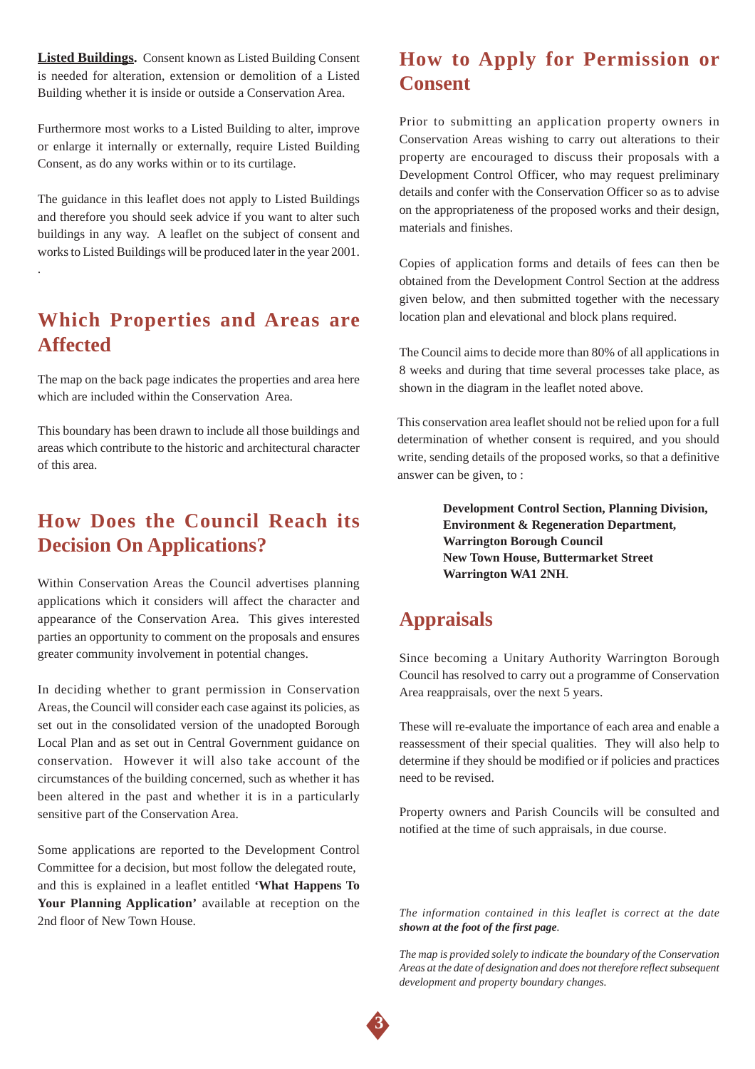**Listed Buildings.** Consent known as Listed Building Consent is needed for alteration, extension or demolition of a Listed Building whether it is inside or outside a Conservation Area.

Furthermore most works to a Listed Building to alter, improve or enlarge it internally or externally, require Listed Building Consent, as do any works within or to its curtilage.

The guidance in this leaflet does not apply to Listed Buildings and therefore you should seek advice if you want to alter such buildings in any way. A leaflet on the subject of consent and works to Listed Buildings will be produced later in the year 2001.

## Which Properties and Areas are Affected

The map on the back page indicates the properties and area here which are included within the Conservation Area.

This boundary has been drawn to include all those buildings and areas which contribute to the historic and architectural character of this area.

## How Does the Council Reach its Decision On Applications?

Within Conservation Areas the Council advertises planning applications which it considers will affect the character and appearance of the Conservation Area. This gives interested parties an opportunity to comment on the proposals and ensures greater community involvement in potential changes.

In deciding whether to grant permission in Conservation Areas, the Council will consider each case against its policies, as set out in the consolidated version of the unadopted Borough Local Plan and as set out in Central Government guidance on conservation. However it will also take account of the circumstances of the building concerned, such as whether it has been altered in the past and whether it is in a particularly sensitive part of the Conservation Area.

Some applications are reported to the Development Control Committee for a decision, but most follow the delegated route, and this is explained in a leaflet entitled **'What Happens To Your Planning Application'** available at reception on the 2nd floor of New Town House.

## How to Apply for Permission or Consent

Prior to submitting an application property owners in Conservation Areas wishing to carry out alterations to their property are encouraged to discuss their proposals with a Development Control Officer, who may request preliminary details and confer with the Conservation Officer so as to advise on the appropriateness of the proposed works and their design, materials and finishes.

Copies of application forms and details of fees can then be obtained from the Development Control Section at the address given below, and then submitted together with the necessary location plan and elevational and block plans required.

The Council aims to decide more than 80% of all applications in 8 weeks and during that time several processes take place, as shown in the diagram in the leaflet noted above.

This conservation area leaflet should not be relied upon for a full determination of whether consent is required, and you should write, sending details of the proposed works, so that a definitive answer can be given, to :

**Development Control Section, Planning Division,**
**Environment & Regeneration Department,**
**Warrington Borough Council**
**New Town House, Buttermarket Street**
**Warrington WA1 2NH**.

## Appraisals

Since becoming a Unitary Authority Warrington Borough Council has resolved to carry out a programme of Conservation Area reappraisals, over the next 5 years.

These will re-evaluate the importance of each area and enable a reassessment of their special qualities. They will also help to determine if they should be modified or if policies and practices need to be revised.

Property owners and Parish Councils will be consulted and notified at the time of such appraisals, in due course.

*The information contained in this leaflet is correct at the date **shown at the foot of the first page**.*

*The map is provided solely to indicate the boundary of the Conservation Areas at the date of designation and does not therefore reflect subsequent development and property boundary changes.*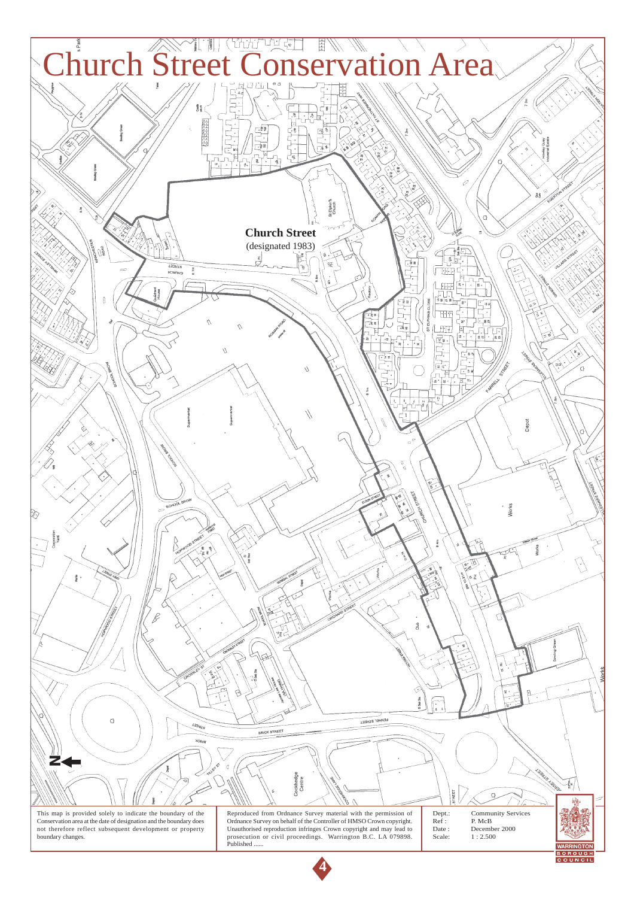# Church Street Conservation Area

**Church Street**
(designated 1983)

This map is provided solely to indicate the boundary of the Conservation area at the date of designation and the boundary does not therefore reflect subsequent development or property boundary changes.

Reproduced from Ordnance Survey material with the permission of Ordnance Survey on behalf of the Controller of HMSO Crown copyright. Unauthorised reproduction infringes Crown copyright and may lead to prosecution or civil proceedings. Warrington B.C. LA 079898. Published ......

| | |
|---|---|
| Dept.: | Community Services |
| Ref : | P. McB |
| Date : | December 2000 |
| Scale: | 1 : 2.500 |

WARRINGTON BOROUGH COUNCIL